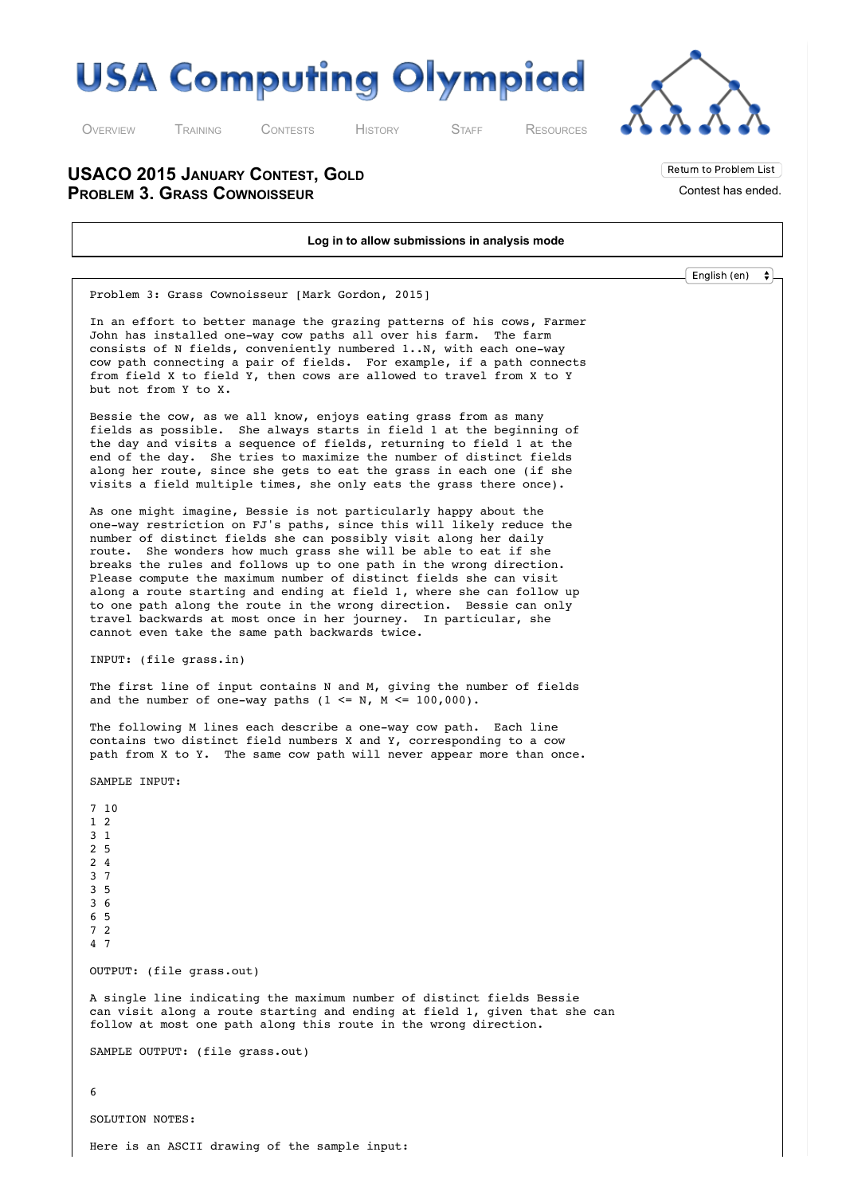# USA Computing Olympiad

Overview Training Contests History Staff Resources

## USACO 2015 January Contest, Gold
## Problem 3. Grass Cownoisseur

Return to Problem List

Contest has ended.

**Log in to allow submissions in analysis mode**

English (en)

Problem 3: Grass Cownoisseur [Mark Gordon, 2015]

In an effort to better manage the grazing patterns of his cows, Farmer John has installed one-way cow paths all over his farm. The farm consists of N fields, conveniently numbered 1..N, with each one-way cow path connecting a pair of fields. For example, if a path connects from field X to field Y, then cows are allowed to travel from X to Y but not from Y to X.

Bessie the cow, as we all know, enjoys eating grass from as many fields as possible. She always starts in field 1 at the beginning of the day and visits a sequence of fields, returning to field 1 at the end of the day. She tries to maximize the number of distinct fields along her route, since she gets to eat the grass in each one (if she visits a field multiple times, she only eats the grass there once).

As one might imagine, Bessie is not particularly happy about the one-way restriction on FJ's paths, since this will likely reduce the number of distinct fields she can possibly visit along her daily route. She wonders how much grass she will be able to eat if she breaks the rules and follows up to one path in the wrong direction. Please compute the maximum number of distinct fields she can visit along a route starting and ending at field 1, where she can follow up to one path along the route in the wrong direction. Bessie can only travel backwards at most once in her journey. In particular, she cannot even take the same path backwards twice.

INPUT: (file grass.in)

The first line of input contains N and M, giving the number of fields and the number of one-way paths (1 <= N, M <= 100,000).

The following M lines each describe a one-way cow path. Each line contains two distinct field numbers X and Y, corresponding to a cow path from X to Y. The same cow path will never appear more than once.

SAMPLE INPUT:

```
7 10
1 2
3 1
2 5
2 4
3 7
3 5
3 6
6 5
7 2
4 7
```

OUTPUT: (file grass.out)

A single line indicating the maximum number of distinct fields Bessie can visit along a route starting and ending at field 1, given that she can follow at most one path along this route in the wrong direction.

SAMPLE OUTPUT: (file grass.out)

```
6
```

SOLUTION NOTES:

Here is an ASCII drawing of the sample input: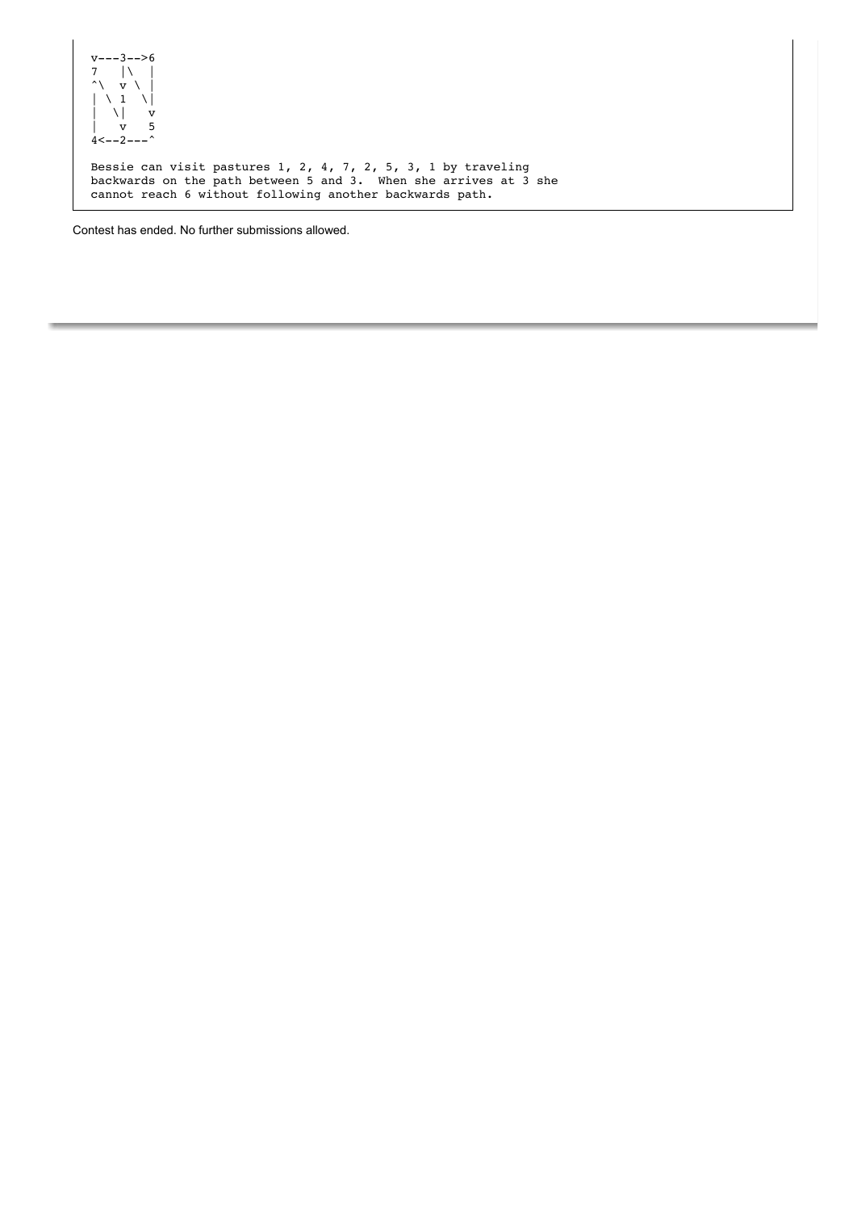```
v---3-->6
7   |\  |
^\  v \ |
| \ 1  \|
|  \|   v
|   v   5
4<--2---^

Bessie can visit pastures 1, 2, 4, 7, 2, 5, 3, 1 by traveling
backwards on the path between 5 and 3.  When she arrives at 3 she
cannot reach 6 without following another backwards path.
```

Contest has ended. No further submissions allowed.